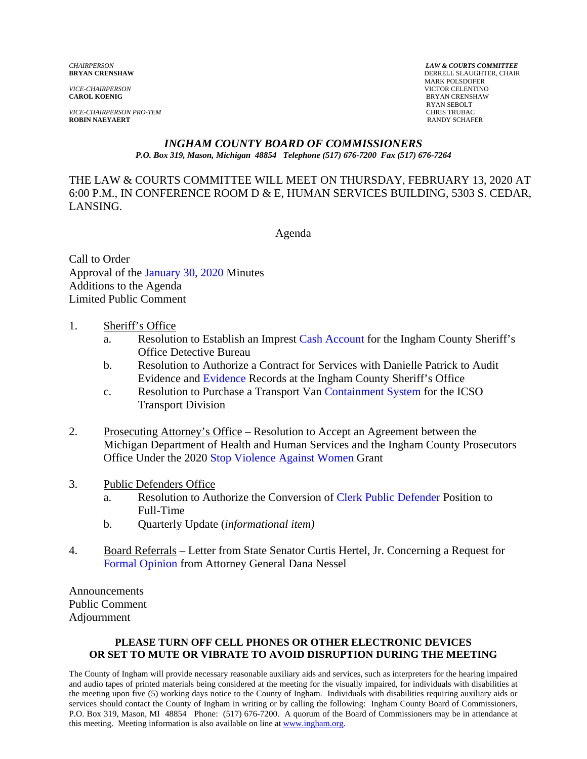*CHAIRPERSON*
**BRYAN CRENSHAW**

*VICE-CHAIRPERSON*
**CAROL KOENIG**

*VICE-CHAIRPERSON PRO-TEM*
**ROBIN NAEYAERT**

***LAW & COURTS COMMITTEE***
DERRELL SLAUGHTER, CHAIR
MARK POLSDOFER
VICTOR CELENTINO
BRYAN CRENSHAW
RYAN SEBOLT
CHRIS TRUBAC
RANDY SCHAFER

# *INGHAM COUNTY BOARD OF COMMISSIONERS*

*P.O. Box 319, Mason, Michigan 48854 Telephone (517) 676-7200 Fax (517) 676-7264*

THE LAW & COURTS COMMITTEE WILL MEET ON THURSDAY, FEBRUARY 13, 2020 AT 6:00 P.M., IN CONFERENCE ROOM D & E, HUMAN SERVICES BUILDING, 5303 S. CEDAR, LANSING.

Agenda

Call to Order
Approval of the January 30, 2020 Minutes
Additions to the Agenda
Limited Public Comment

1. Sheriff's Office
   a. Resolution to Establish an Imprest Cash Account for the Ingham County Sheriff's Office Detective Bureau
   b. Resolution to Authorize a Contract for Services with Danielle Patrick to Audit Evidence and Evidence Records at the Ingham County Sheriff's Office
   c. Resolution to Purchase a Transport Van Containment System for the ICSO Transport Division

2. Prosecuting Attorney's Office – Resolution to Accept an Agreement between the Michigan Department of Health and Human Services and the Ingham County Prosecutors Office Under the 2020 Stop Violence Against Women Grant

3. Public Defenders Office
   a. Resolution to Authorize the Conversion of Clerk Public Defender Position to Full-Time
   b. Quarterly Update (*informational item)*

4. Board Referrals – Letter from State Senator Curtis Hertel, Jr. Concerning a Request for Formal Opinion from Attorney General Dana Nessel

Announcements
Public Comment
Adjournment

**PLEASE TURN OFF CELL PHONES OR OTHER ELECTRONIC DEVICES OR SET TO MUTE OR VIBRATE TO AVOID DISRUPTION DURING THE MEETING**

The County of Ingham will provide necessary reasonable auxiliary aids and services, such as interpreters for the hearing impaired and audio tapes of printed materials being considered at the meeting for the visually impaired, for individuals with disabilities at the meeting upon five (5) working days notice to the County of Ingham. Individuals with disabilities requiring auxiliary aids or services should contact the County of Ingham in writing or by calling the following: Ingham County Board of Commissioners, P.O. Box 319, Mason, MI 48854 Phone: (517) 676-7200. A quorum of the Board of Commissioners may be in attendance at this meeting. Meeting information is also available on line at www.ingham.org.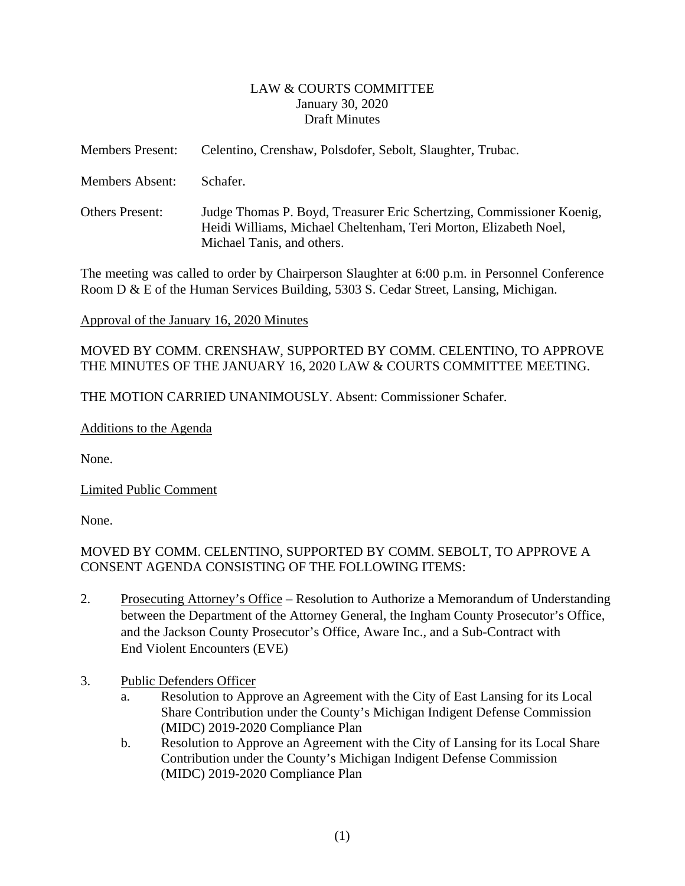LAW & COURTS COMMITTEE
January 30, 2020
Draft Minutes

Members Present: Celentino, Crenshaw, Polsdofer, Sebolt, Slaughter, Trubac.

Members Absent: Schafer.

Others Present: Judge Thomas P. Boyd, Treasurer Eric Schertzing, Commissioner Koenig, Heidi Williams, Michael Cheltenham, Teri Morton, Elizabeth Noel, Michael Tanis, and others.

The meeting was called to order by Chairperson Slaughter at 6:00 p.m. in Personnel Conference Room D & E of the Human Services Building, 5303 S. Cedar Street, Lansing, Michigan.

Approval of the January 16, 2020 Minutes

MOVED BY COMM. CRENSHAW, SUPPORTED BY COMM. CELENTINO, TO APPROVE THE MINUTES OF THE JANUARY 16, 2020 LAW & COURTS COMMITTEE MEETING.

THE MOTION CARRIED UNANIMOUSLY. Absent: Commissioner Schafer.

Additions to the Agenda

None.

Limited Public Comment

None.

MOVED BY COMM. CELENTINO, SUPPORTED BY COMM. SEBOLT, TO APPROVE A CONSENT AGENDA CONSISTING OF THE FOLLOWING ITEMS:

2. Prosecuting Attorney's Office – Resolution to Authorize a Memorandum of Understanding between the Department of the Attorney General, the Ingham County Prosecutor's Office, and the Jackson County Prosecutor's Office, Aware Inc., and a Sub-Contract with End Violent Encounters (EVE)

3. Public Defenders Officer
   a. Resolution to Approve an Agreement with the City of East Lansing for its Local Share Contribution under the County's Michigan Indigent Defense Commission (MIDC) 2019-2020 Compliance Plan
   b. Resolution to Approve an Agreement with the City of Lansing for its Local Share Contribution under the County's Michigan Indigent Defense Commission (MIDC) 2019-2020 Compliance Plan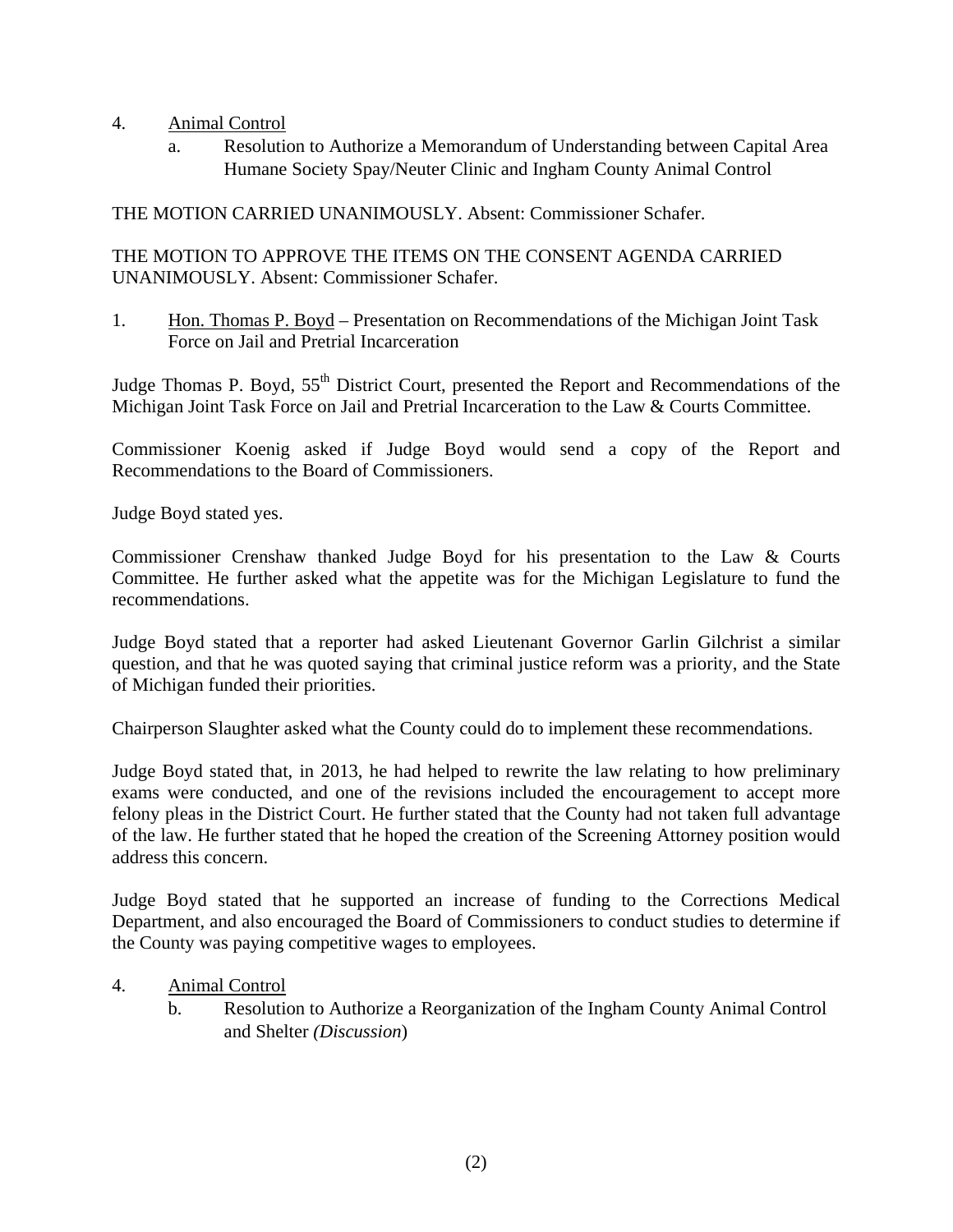4. <u>Animal Control</u>
   a. Resolution to Authorize a Memorandum of Understanding between Capital Area Humane Society Spay/Neuter Clinic and Ingham County Animal Control

THE MOTION CARRIED UNANIMOUSLY. Absent: Commissioner Schafer.

THE MOTION TO APPROVE THE ITEMS ON THE CONSENT AGENDA CARRIED UNANIMOUSLY. Absent: Commissioner Schafer.

1. <u>Hon. Thomas P. Boyd</u> – Presentation on Recommendations of the Michigan Joint Task Force on Jail and Pretrial Incarceration

Judge Thomas P. Boyd, 55th District Court, presented the Report and Recommendations of the Michigan Joint Task Force on Jail and Pretrial Incarceration to the Law & Courts Committee.

Commissioner Koenig asked if Judge Boyd would send a copy of the Report and Recommendations to the Board of Commissioners.

Judge Boyd stated yes.

Commissioner Crenshaw thanked Judge Boyd for his presentation to the Law & Courts Committee. He further asked what the appetite was for the Michigan Legislature to fund the recommendations.

Judge Boyd stated that a reporter had asked Lieutenant Governor Garlin Gilchrist a similar question, and that he was quoted saying that criminal justice reform was a priority, and the State of Michigan funded their priorities.

Chairperson Slaughter asked what the County could do to implement these recommendations.

Judge Boyd stated that, in 2013, he had helped to rewrite the law relating to how preliminary exams were conducted, and one of the revisions included the encouragement to accept more felony pleas in the District Court. He further stated that the County had not taken full advantage of the law. He further stated that he hoped the creation of the Screening Attorney position would address this concern.

Judge Boyd stated that he supported an increase of funding to the Corrections Medical Department, and also encouraged the Board of Commissioners to conduct studies to determine if the County was paying competitive wages to employees.

4. <u>Animal Control</u>
   b. Resolution to Authorize a Reorganization of the Ingham County Animal Control and Shelter *(Discussion)*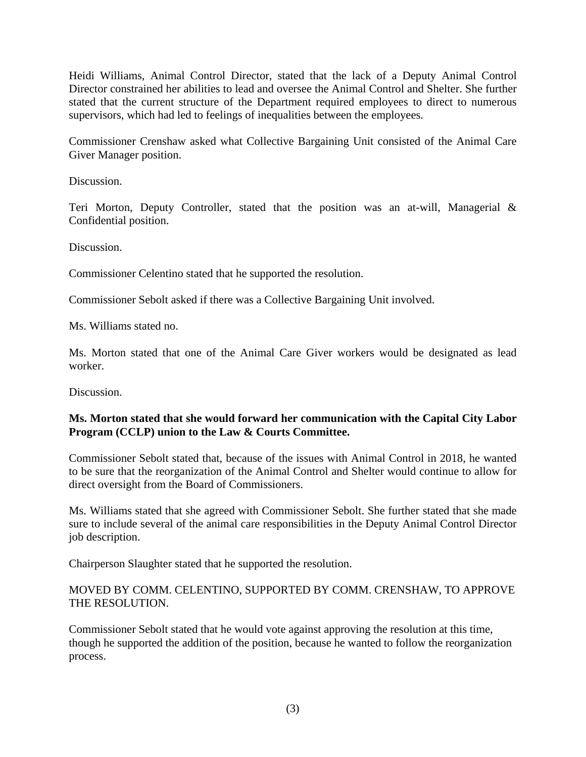Heidi Williams, Animal Control Director, stated that the lack of a Deputy Animal Control Director constrained her abilities to lead and oversee the Animal Control and Shelter. She further stated that the current structure of the Department required employees to direct to numerous supervisors, which had led to feelings of inequalities between the employees.

Commissioner Crenshaw asked what Collective Bargaining Unit consisted of the Animal Care Giver Manager position.

Discussion.

Teri Morton, Deputy Controller, stated that the position was an at-will, Managerial & Confidential position.

Discussion.

Commissioner Celentino stated that he supported the resolution.

Commissioner Sebolt asked if there was a Collective Bargaining Unit involved.

Ms. Williams stated no.

Ms. Morton stated that one of the Animal Care Giver workers would be designated as lead worker.

Discussion.

**Ms. Morton stated that she would forward her communication with the Capital City Labor Program (CCLP) union to the Law & Courts Committee.**

Commissioner Sebolt stated that, because of the issues with Animal Control in 2018, he wanted to be sure that the reorganization of the Animal Control and Shelter would continue to allow for direct oversight from the Board of Commissioners.

Ms. Williams stated that she agreed with Commissioner Sebolt. She further stated that she made sure to include several of the animal care responsibilities in the Deputy Animal Control Director job description.

Chairperson Slaughter stated that he supported the resolution.

MOVED BY COMM. CELENTINO, SUPPORTED BY COMM. CRENSHAW, TO APPROVE THE RESOLUTION.

Commissioner Sebolt stated that he would vote against approving the resolution at this time, though he supported the addition of the position, because he wanted to follow the reorganization process.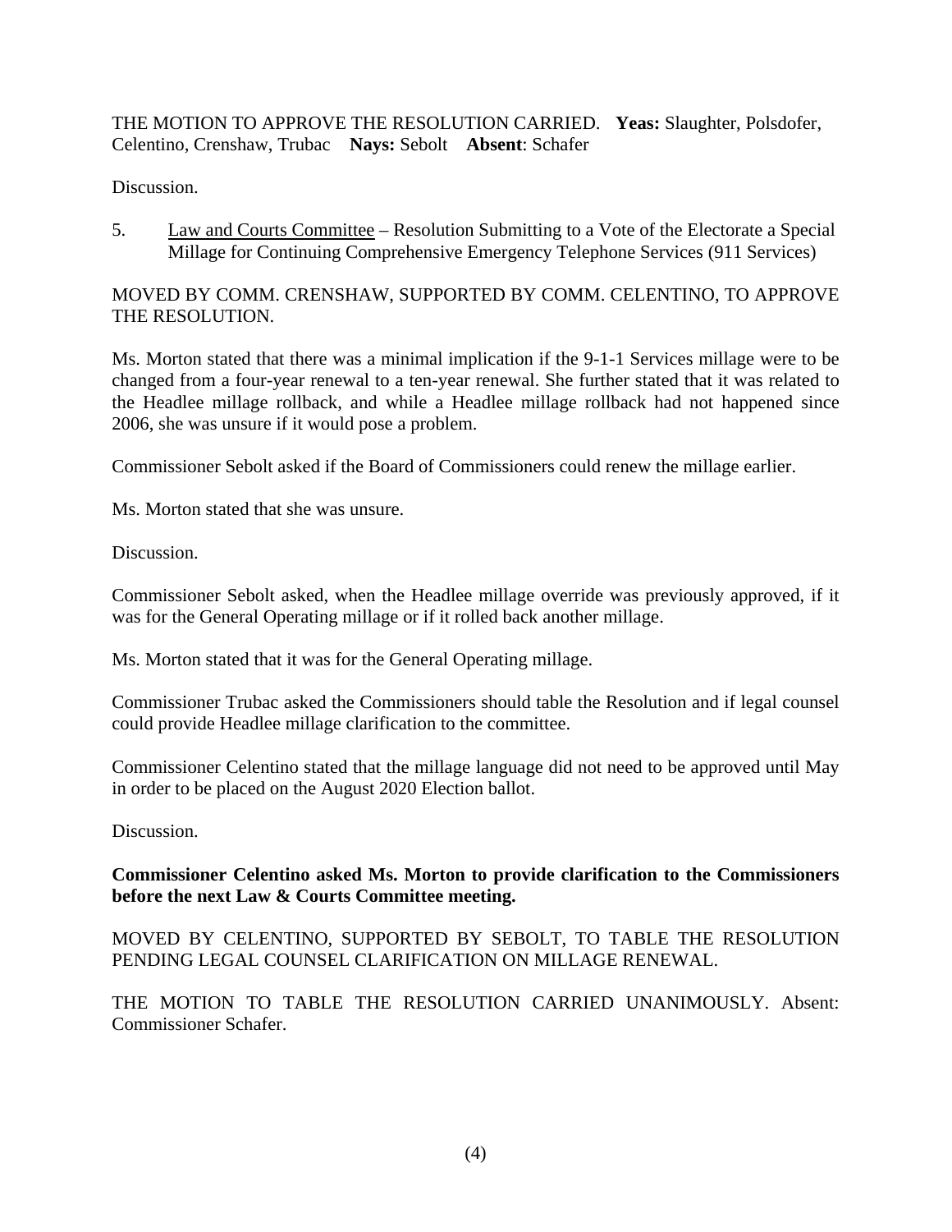THE MOTION TO APPROVE THE RESOLUTION CARRIED. **Yeas:** Slaughter, Polsdofer, Celentino, Crenshaw, Trubac **Nays:** Sebolt **Absent**: Schafer

Discussion.

5. Law and Courts Committee – Resolution Submitting to a Vote of the Electorate a Special Millage for Continuing Comprehensive Emergency Telephone Services (911 Services)

MOVED BY COMM. CRENSHAW, SUPPORTED BY COMM. CELENTINO, TO APPROVE THE RESOLUTION.

Ms. Morton stated that there was a minimal implication if the 9-1-1 Services millage were to be changed from a four-year renewal to a ten-year renewal. She further stated that it was related to the Headlee millage rollback, and while a Headlee millage rollback had not happened since 2006, she was unsure if it would pose a problem.

Commissioner Sebolt asked if the Board of Commissioners could renew the millage earlier.

Ms. Morton stated that she was unsure.

Discussion.

Commissioner Sebolt asked, when the Headlee millage override was previously approved, if it was for the General Operating millage or if it rolled back another millage.

Ms. Morton stated that it was for the General Operating millage.

Commissioner Trubac asked the Commissioners should table the Resolution and if legal counsel could provide Headlee millage clarification to the committee.

Commissioner Celentino stated that the millage language did not need to be approved until May in order to be placed on the August 2020 Election ballot.

Discussion.

**Commissioner Celentino asked Ms. Morton to provide clarification to the Commissioners before the next Law & Courts Committee meeting.**

MOVED BY CELENTINO, SUPPORTED BY SEBOLT, TO TABLE THE RESOLUTION PENDING LEGAL COUNSEL CLARIFICATION ON MILLAGE RENEWAL.

THE MOTION TO TABLE THE RESOLUTION CARRIED UNANIMOUSLY. Absent: Commissioner Schafer.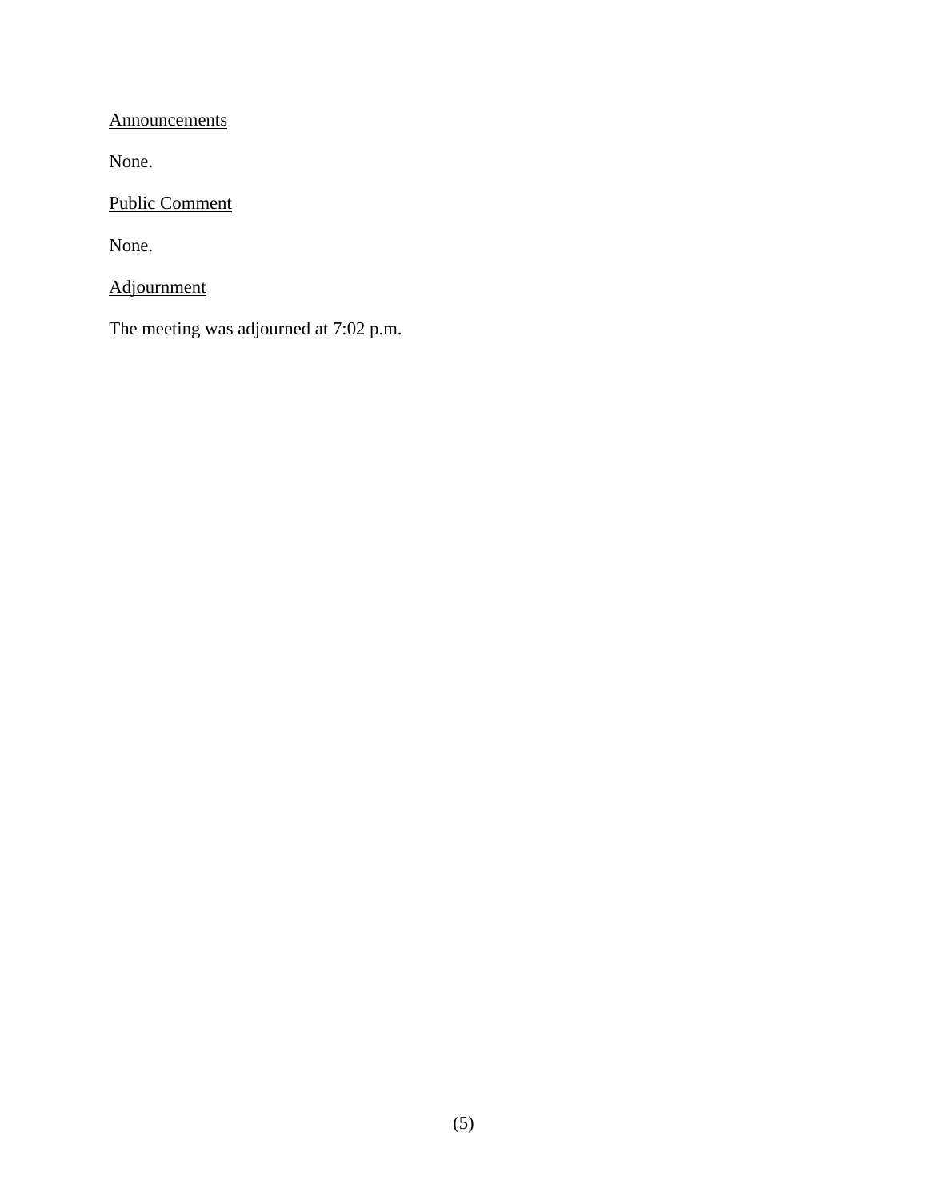<u>Announcements</u>

None.

<u>Public Comment</u>

None.

<u>Adjournment</u>

The meeting was adjourned at 7:02 p.m.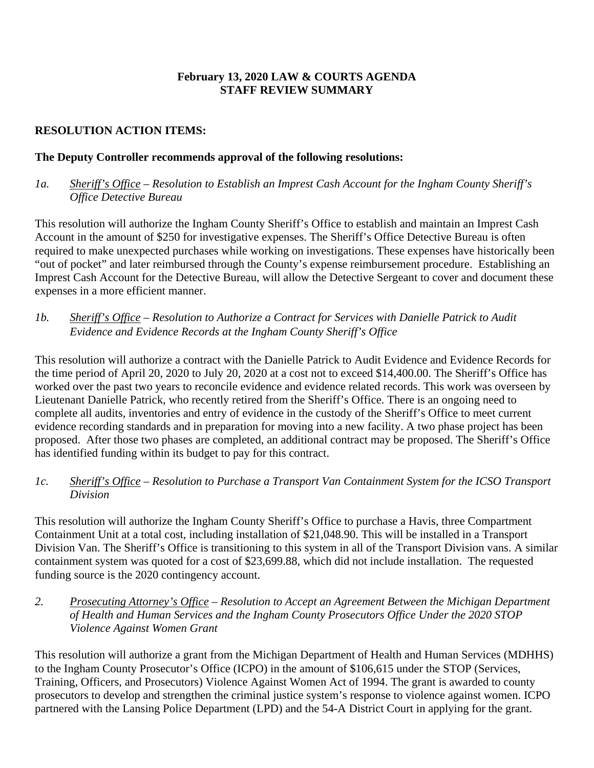**February 13, 2020 LAW & COURTS AGENDA**
**STAFF REVIEW SUMMARY**

**RESOLUTION ACTION ITEMS:**

**The Deputy Controller recommends approval of the following resolutions:**

*1a. Sheriff's Office – Resolution to Establish an Imprest Cash Account for the Ingham County Sheriff's Office Detective Bureau*

This resolution will authorize the Ingham County Sheriff's Office to establish and maintain an Imprest Cash Account in the amount of $250 for investigative expenses. The Sheriff's Office Detective Bureau is often required to make unexpected purchases while working on investigations. These expenses have historically been "out of pocket" and later reimbursed through the County's expense reimbursement procedure. Establishing an Imprest Cash Account for the Detective Bureau, will allow the Detective Sergeant to cover and document these expenses in a more efficient manner.

*1b. Sheriff's Office – Resolution to Authorize a Contract for Services with Danielle Patrick to Audit Evidence and Evidence Records at the Ingham County Sheriff's Office*

This resolution will authorize a contract with the Danielle Patrick to Audit Evidence and Evidence Records for the time period of April 20, 2020 to July 20, 2020 at a cost not to exceed $14,400.00. The Sheriff's Office has worked over the past two years to reconcile evidence and evidence related records. This work was overseen by Lieutenant Danielle Patrick, who recently retired from the Sheriff's Office. There is an ongoing need to complete all audits, inventories and entry of evidence in the custody of the Sheriff's Office to meet current evidence recording standards and in preparation for moving into a new facility. A two phase project has been proposed. After those two phases are completed, an additional contract may be proposed. The Sheriff's Office has identified funding within its budget to pay for this contract.

*1c. Sheriff's Office – Resolution to Purchase a Transport Van Containment System for the ICSO Transport Division*

This resolution will authorize the Ingham County Sheriff's Office to purchase a Havis, three Compartment Containment Unit at a total cost, including installation of $21,048.90. This will be installed in a Transport Division Van. The Sheriff's Office is transitioning to this system in all of the Transport Division vans. A similar containment system was quoted for a cost of $23,699.88, which did not include installation. The requested funding source is the 2020 contingency account.

*2. Prosecuting Attorney's Office – Resolution to Accept an Agreement Between the Michigan Department of Health and Human Services and the Ingham County Prosecutors Office Under the 2020 STOP Violence Against Women Grant*

This resolution will authorize a grant from the Michigan Department of Health and Human Services (MDHHS) to the Ingham County Prosecutor's Office (ICPO) in the amount of $106,615 under the STOP (Services, Training, Officers, and Prosecutors) Violence Against Women Act of 1994. The grant is awarded to county prosecutors to develop and strengthen the criminal justice system's response to violence against women. ICPO partnered with the Lansing Police Department (LPD) and the 54-A District Court in applying for the grant.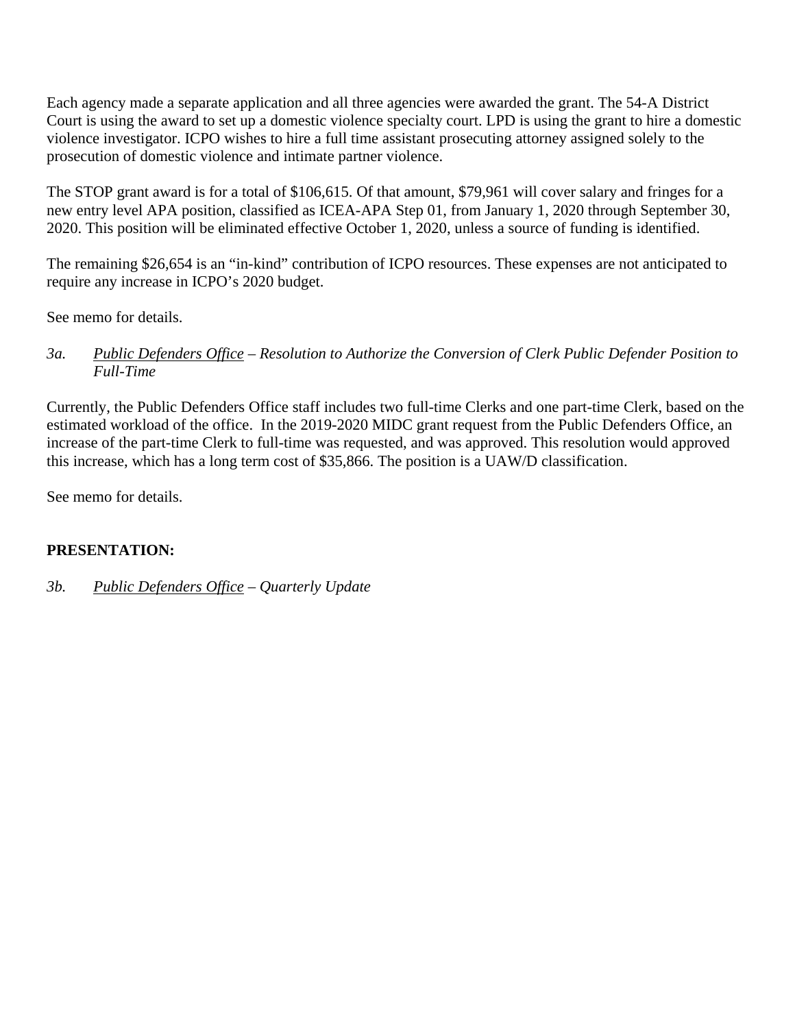Each agency made a separate application and all three agencies were awarded the grant. The 54-A District Court is using the award to set up a domestic violence specialty court. LPD is using the grant to hire a domestic violence investigator. ICPO wishes to hire a full time assistant prosecuting attorney assigned solely to the prosecution of domestic violence and intimate partner violence.

The STOP grant award is for a total of $106,615. Of that amount, $79,961 will cover salary and fringes for a new entry level APA position, classified as ICEA-APA Step 01, from January 1, 2020 through September 30, 2020. This position will be eliminated effective October 1, 2020, unless a source of funding is identified.

The remaining $26,654 is an “in-kind” contribution of ICPO resources. These expenses are not anticipated to require any increase in ICPO’s 2020 budget.

See memo for details.

*3a.* *<u>Public Defenders Office</u> – Resolution to Authorize the Conversion of Clerk Public Defender Position to Full-Time*

Currently, the Public Defenders Office staff includes two full-time Clerks and one part-time Clerk, based on the estimated workload of the office. In the 2019-2020 MIDC grant request from the Public Defenders Office, an increase of the part-time Clerk to full-time was requested, and was approved. This resolution would approved this increase, which has a long term cost of $35,866. The position is a UAW/D classification.

See memo for details.

**PRESENTATION:**

*3b.* *<u>Public Defenders Office</u> – Quarterly Update*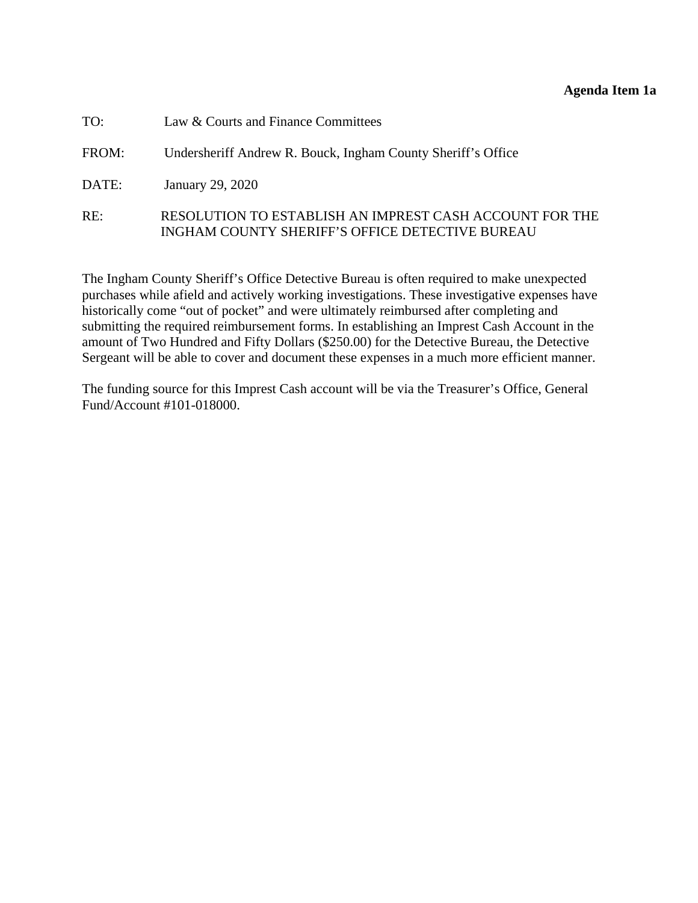**Agenda Item 1a**

TO: Law & Courts and Finance Committees

FROM: Undersheriff Andrew R. Bouck, Ingham County Sheriff's Office

DATE: January 29, 2020

RE: RESOLUTION TO ESTABLISH AN IMPREST CASH ACCOUNT FOR THE INGHAM COUNTY SHERIFF'S OFFICE DETECTIVE BUREAU

The Ingham County Sheriff's Office Detective Bureau is often required to make unexpected purchases while afield and actively working investigations. These investigative expenses have historically come "out of pocket" and were ultimately reimbursed after completing and submitting the required reimbursement forms. In establishing an Imprest Cash Account in the amount of Two Hundred and Fifty Dollars ($250.00) for the Detective Bureau, the Detective Sergeant will be able to cover and document these expenses in a much more efficient manner.

The funding source for this Imprest Cash account will be via the Treasurer's Office, General Fund/Account #101-018000.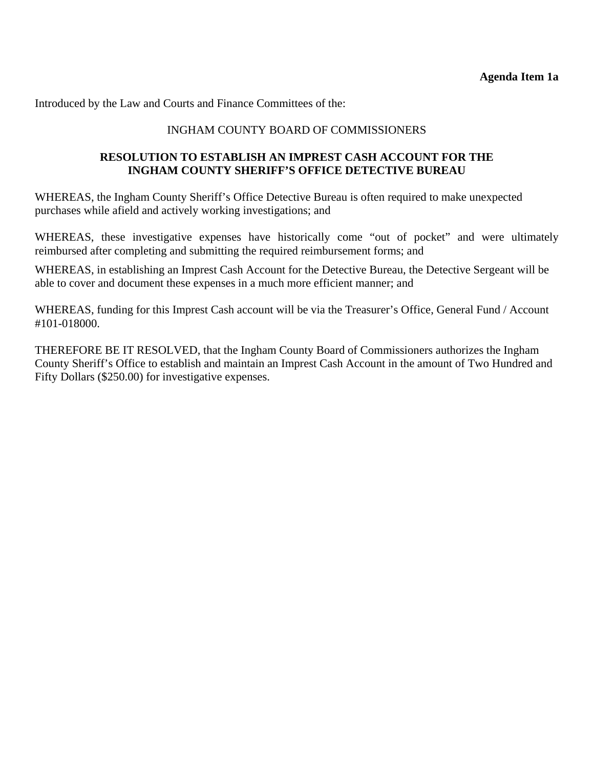**Agenda Item 1a**

Introduced by the Law and Courts and Finance Committees of the:

INGHAM COUNTY BOARD OF COMMISSIONERS

**RESOLUTION TO ESTABLISH AN IMPREST CASH ACCOUNT FOR THE INGHAM COUNTY SHERIFF'S OFFICE DETECTIVE BUREAU**

WHEREAS, the Ingham County Sheriff's Office Detective Bureau is often required to make unexpected purchases while afield and actively working investigations; and

WHEREAS, these investigative expenses have historically come "out of pocket" and were ultimately reimbursed after completing and submitting the required reimbursement forms; and

WHEREAS, in establishing an Imprest Cash Account for the Detective Bureau, the Detective Sergeant will be able to cover and document these expenses in a much more efficient manner; and

WHEREAS, funding for this Imprest Cash account will be via the Treasurer's Office, General Fund / Account #101-018000.

THEREFORE BE IT RESOLVED, that the Ingham County Board of Commissioners authorizes the Ingham County Sheriff's Office to establish and maintain an Imprest Cash Account in the amount of Two Hundred and Fifty Dollars ($250.00) for investigative expenses.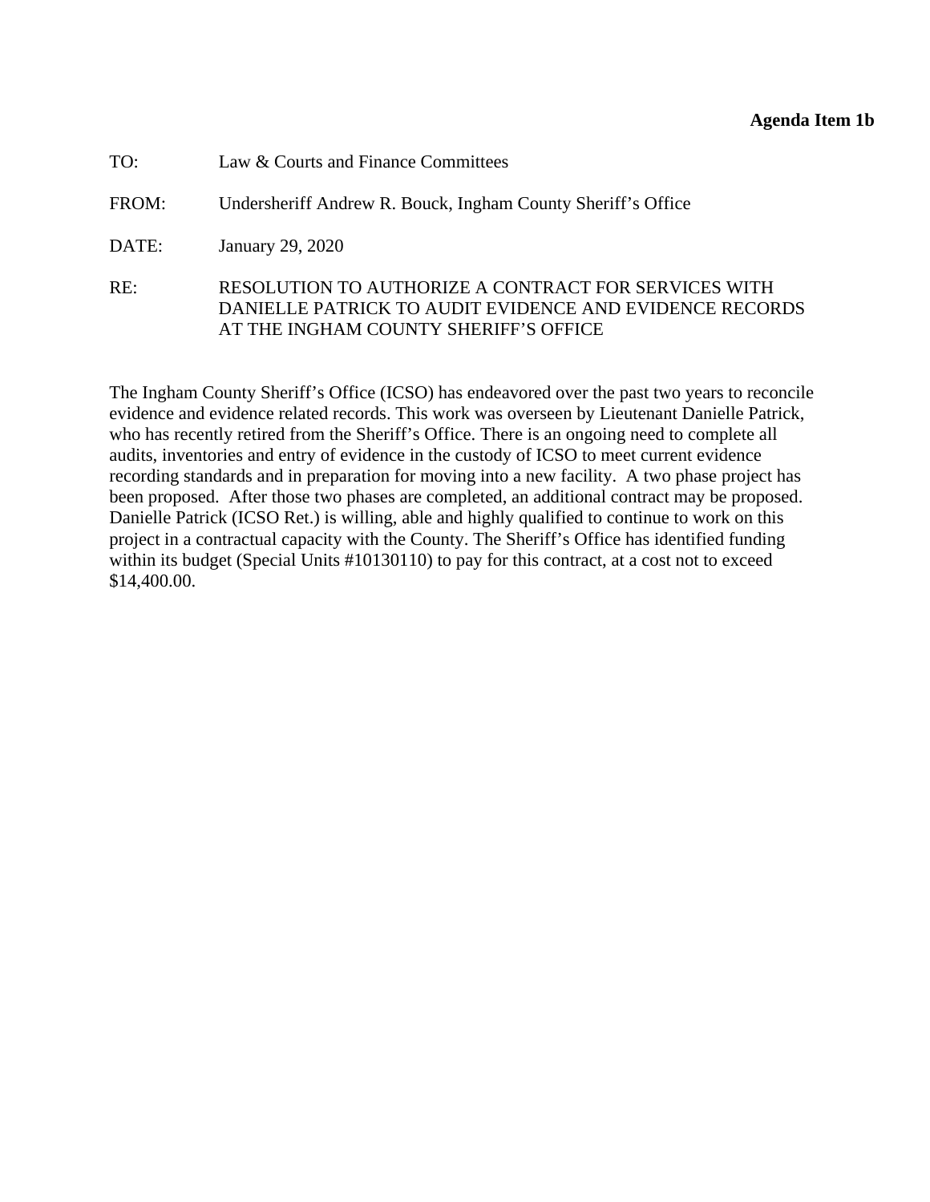**Agenda Item 1b**

TO: Law & Courts and Finance Committees

FROM: Undersheriff Andrew R. Bouck, Ingham County Sheriff's Office

DATE: January 29, 2020

RE: RESOLUTION TO AUTHORIZE A CONTRACT FOR SERVICES WITH DANIELLE PATRICK TO AUDIT EVIDENCE AND EVIDENCE RECORDS AT THE INGHAM COUNTY SHERIFF'S OFFICE

The Ingham County Sheriff's Office (ICSO) has endeavored over the past two years to reconcile evidence and evidence related records. This work was overseen by Lieutenant Danielle Patrick, who has recently retired from the Sheriff's Office. There is an ongoing need to complete all audits, inventories and entry of evidence in the custody of ICSO to meet current evidence recording standards and in preparation for moving into a new facility. A two phase project has been proposed. After those two phases are completed, an additional contract may be proposed. Danielle Patrick (ICSO Ret.) is willing, able and highly qualified to continue to work on this project in a contractual capacity with the County. The Sheriff's Office has identified funding within its budget (Special Units #10130110) to pay for this contract, at a cost not to exceed $14,400.00.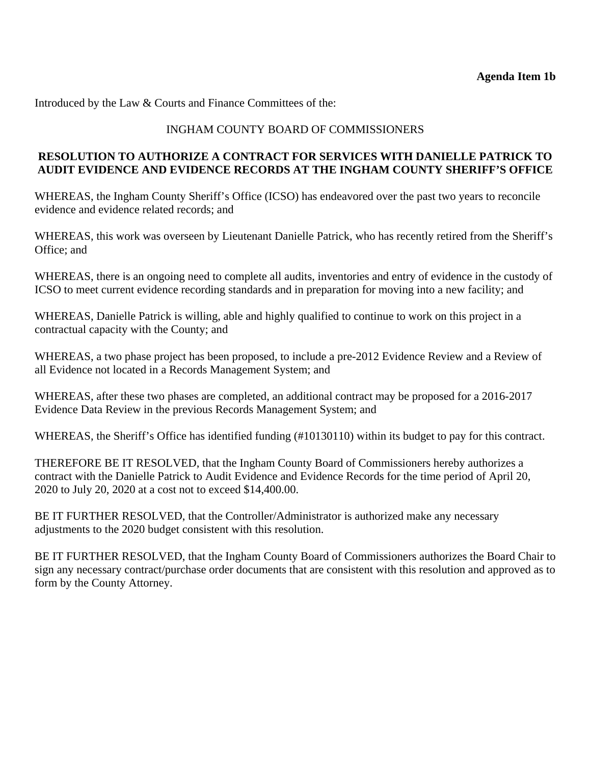**Agenda Item 1b**

Introduced by the Law & Courts and Finance Committees of the:

INGHAM COUNTY BOARD OF COMMISSIONERS

**RESOLUTION TO AUTHORIZE A CONTRACT FOR SERVICES WITH DANIELLE PATRICK TO AUDIT EVIDENCE AND EVIDENCE RECORDS AT THE INGHAM COUNTY SHERIFF'S OFFICE**

WHEREAS, the Ingham County Sheriff's Office (ICSO) has endeavored over the past two years to reconcile evidence and evidence related records; and

WHEREAS, this work was overseen by Lieutenant Danielle Patrick, who has recently retired from the Sheriff's Office; and

WHEREAS, there is an ongoing need to complete all audits, inventories and entry of evidence in the custody of ICSO to meet current evidence recording standards and in preparation for moving into a new facility; and

WHEREAS, Danielle Patrick is willing, able and highly qualified to continue to work on this project in a contractual capacity with the County; and

WHEREAS, a two phase project has been proposed, to include a pre-2012 Evidence Review and a Review of all Evidence not located in a Records Management System; and

WHEREAS, after these two phases are completed, an additional contract may be proposed for a 2016-2017 Evidence Data Review in the previous Records Management System; and

WHEREAS, the Sheriff's Office has identified funding (#10130110) within its budget to pay for this contract.

THEREFORE BE IT RESOLVED, that the Ingham County Board of Commissioners hereby authorizes a contract with the Danielle Patrick to Audit Evidence and Evidence Records for the time period of April 20, 2020 to July 20, 2020 at a cost not to exceed $14,400.00.

BE IT FURTHER RESOLVED, that the Controller/Administrator is authorized make any necessary adjustments to the 2020 budget consistent with this resolution.

BE IT FURTHER RESOLVED, that the Ingham County Board of Commissioners authorizes the Board Chair to sign any necessary contract/purchase order documents that are consistent with this resolution and approved as to form by the County Attorney.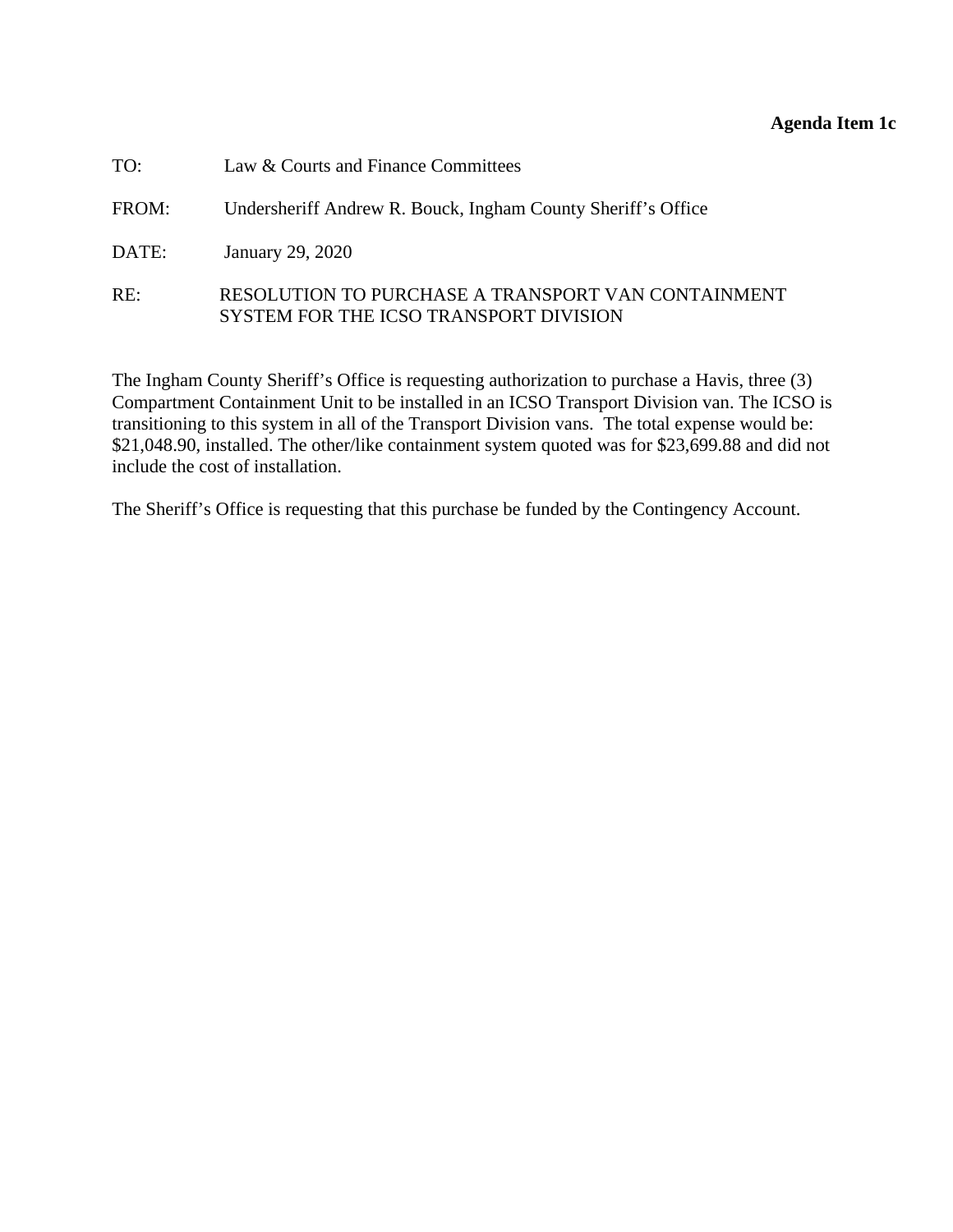**Agenda Item 1c**

TO: Law & Courts and Finance Committees

FROM: Undersheriff Andrew R. Bouck, Ingham County Sheriff's Office

DATE: January 29, 2020

RE: RESOLUTION TO PURCHASE A TRANSPORT VAN CONTAINMENT SYSTEM FOR THE ICSO TRANSPORT DIVISION

The Ingham County Sheriff's Office is requesting authorization to purchase a Havis, three (3) Compartment Containment Unit to be installed in an ICSO Transport Division van. The ICSO is transitioning to this system in all of the Transport Division vans. The total expense would be: $21,048.90, installed. The other/like containment system quoted was for $23,699.88 and did not include the cost of installation.

The Sheriff's Office is requesting that this purchase be funded by the Contingency Account.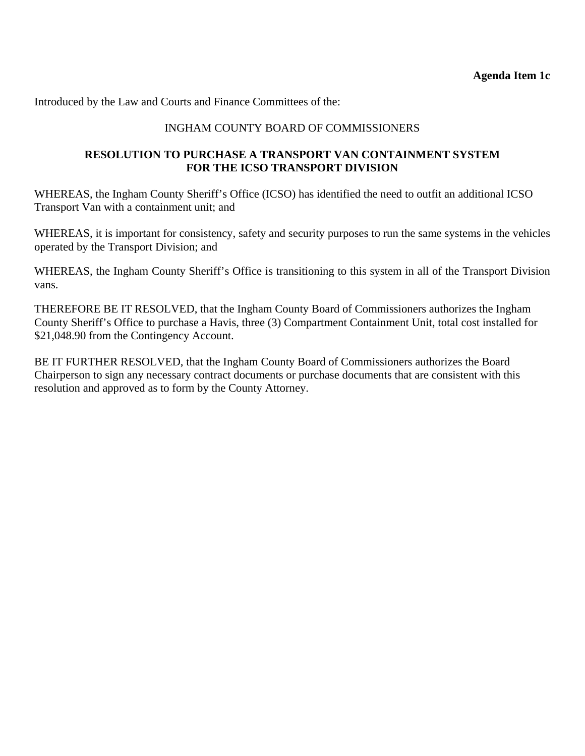**Agenda Item 1c**

Introduced by the Law and Courts and Finance Committees of the:

INGHAM COUNTY BOARD OF COMMISSIONERS

**RESOLUTION TO PURCHASE A TRANSPORT VAN CONTAINMENT SYSTEM FOR THE ICSO TRANSPORT DIVISION**

WHEREAS, the Ingham County Sheriff's Office (ICSO) has identified the need to outfit an additional ICSO Transport Van with a containment unit; and

WHEREAS, it is important for consistency, safety and security purposes to run the same systems in the vehicles operated by the Transport Division; and

WHEREAS, the Ingham County Sheriff's Office is transitioning to this system in all of the Transport Division vans.

THEREFORE BE IT RESOLVED, that the Ingham County Board of Commissioners authorizes the Ingham County Sheriff's Office to purchase a Havis, three (3) Compartment Containment Unit, total cost installed for $21,048.90 from the Contingency Account.

BE IT FURTHER RESOLVED, that the Ingham County Board of Commissioners authorizes the Board Chairperson to sign any necessary contract documents or purchase documents that are consistent with this resolution and approved as to form by the County Attorney.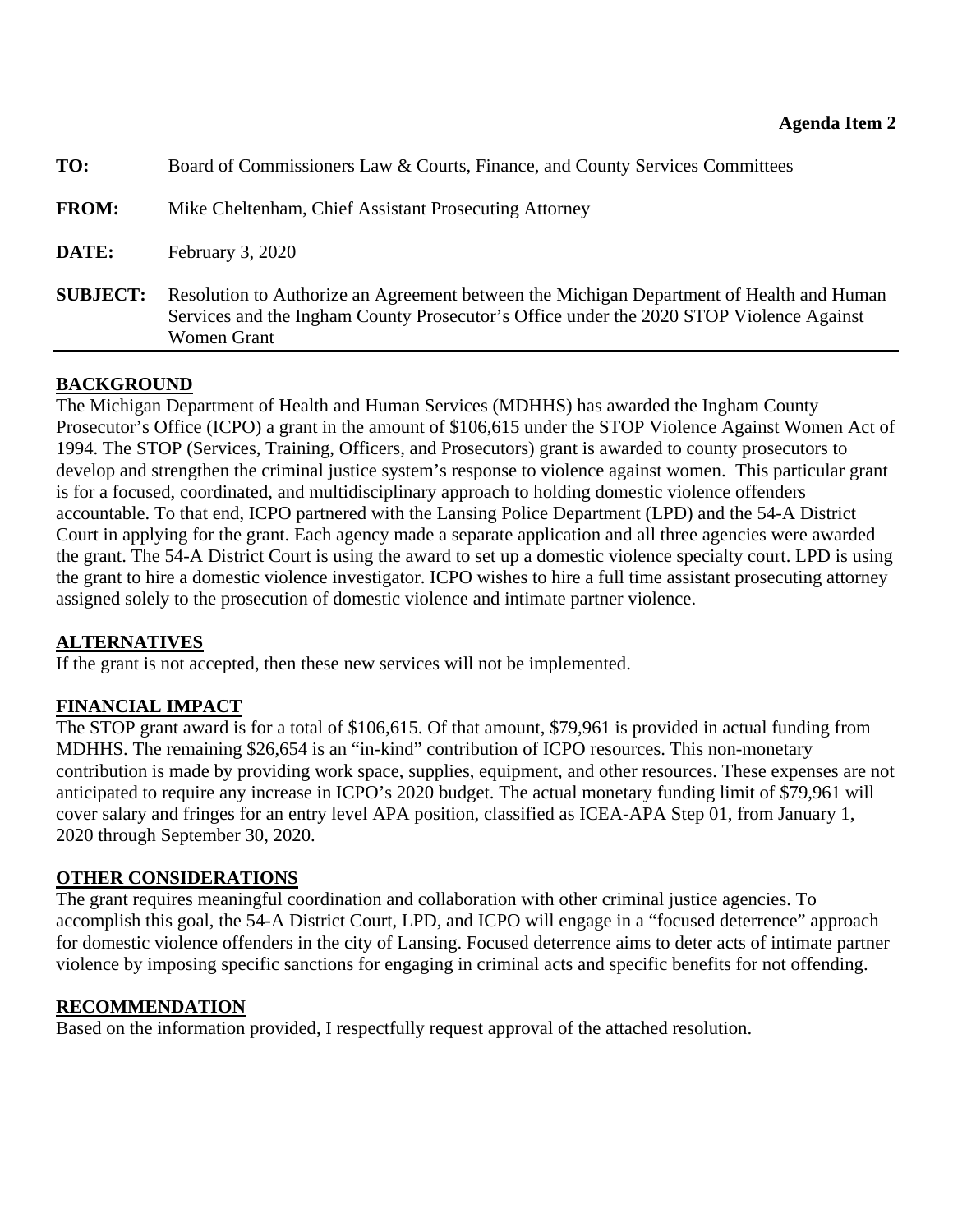**Agenda Item 2**

| | |
|---|---|
| **TO:** | Board of Commissioners Law & Courts, Finance, and County Services Committees |
| **FROM:** | Mike Cheltenham, Chief Assistant Prosecuting Attorney |
| **DATE:** | February 3, 2020 |
| **SUBJECT:** | Resolution to Authorize an Agreement between the Michigan Department of Health and Human Services and the Ingham County Prosecutor's Office under the 2020 STOP Violence Against Women Grant |

## BACKGROUND

The Michigan Department of Health and Human Services (MDHHS) has awarded the Ingham County Prosecutor's Office (ICPO) a grant in the amount of $106,615 under the STOP Violence Against Women Act of 1994. The STOP (Services, Training, Officers, and Prosecutors) grant is awarded to county prosecutors to develop and strengthen the criminal justice system's response to violence against women. This particular grant is for a focused, coordinated, and multidisciplinary approach to holding domestic violence offenders accountable. To that end, ICPO partnered with the Lansing Police Department (LPD) and the 54-A District Court in applying for the grant. Each agency made a separate application and all three agencies were awarded the grant. The 54-A District Court is using the award to set up a domestic violence specialty court. LPD is using the grant to hire a domestic violence investigator. ICPO wishes to hire a full time assistant prosecuting attorney assigned solely to the prosecution of domestic violence and intimate partner violence.

## ALTERNATIVES

If the grant is not accepted, then these new services will not be implemented.

## FINANCIAL IMPACT

The STOP grant award is for a total of $106,615. Of that amount, $79,961 is provided in actual funding from MDHHS. The remaining $26,654 is an "in-kind" contribution of ICPO resources. This non-monetary contribution is made by providing work space, supplies, equipment, and other resources. These expenses are not anticipated to require any increase in ICPO's 2020 budget. The actual monetary funding limit of $79,961 will cover salary and fringes for an entry level APA position, classified as ICEA-APA Step 01, from January 1, 2020 through September 30, 2020.

## OTHER CONSIDERATIONS

The grant requires meaningful coordination and collaboration with other criminal justice agencies. To accomplish this goal, the 54-A District Court, LPD, and ICPO will engage in a "focused deterrence" approach for domestic violence offenders in the city of Lansing. Focused deterrence aims to deter acts of intimate partner violence by imposing specific sanctions for engaging in criminal acts and specific benefits for not offending.

## RECOMMENDATION

Based on the information provided, I respectfully request approval of the attached resolution.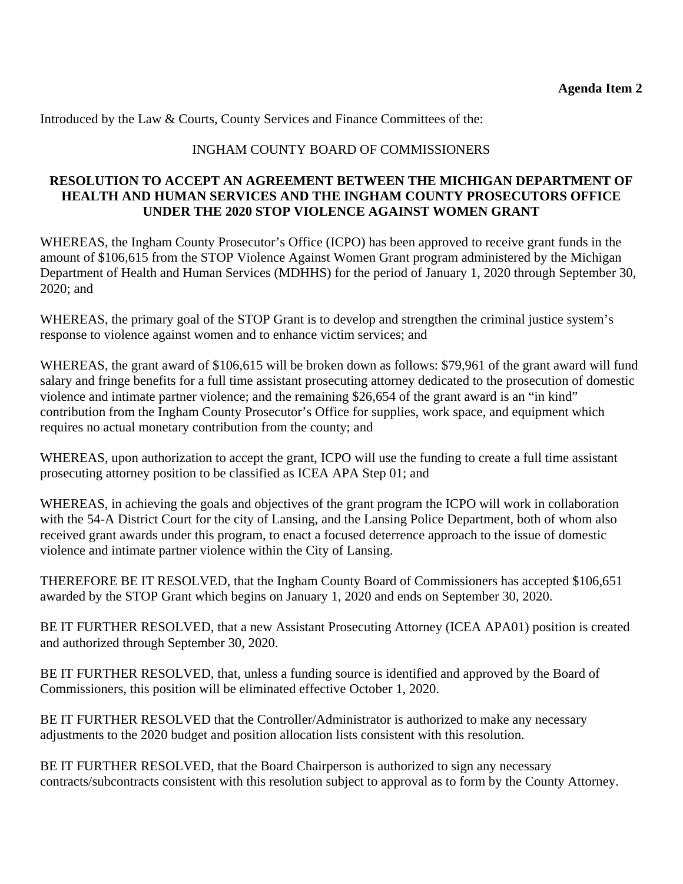**Agenda Item 2**

Introduced by the Law & Courts, County Services and Finance Committees of the:

INGHAM COUNTY BOARD OF COMMISSIONERS

**RESOLUTION TO ACCEPT AN AGREEMENT BETWEEN THE MICHIGAN DEPARTMENT OF HEALTH AND HUMAN SERVICES AND THE INGHAM COUNTY PROSECUTORS OFFICE UNDER THE 2020 STOP VIOLENCE AGAINST WOMEN GRANT**

WHEREAS, the Ingham County Prosecutor's Office (ICPO) has been approved to receive grant funds in the amount of $106,615 from the STOP Violence Against Women Grant program administered by the Michigan Department of Health and Human Services (MDHHS) for the period of January 1, 2020 through September 30, 2020; and

WHEREAS, the primary goal of the STOP Grant is to develop and strengthen the criminal justice system's response to violence against women and to enhance victim services; and

WHEREAS, the grant award of $106,615 will be broken down as follows: $79,961 of the grant award will fund salary and fringe benefits for a full time assistant prosecuting attorney dedicated to the prosecution of domestic violence and intimate partner violence; and the remaining $26,654 of the grant award is an "in kind" contribution from the Ingham County Prosecutor's Office for supplies, work space, and equipment which requires no actual monetary contribution from the county; and

WHEREAS, upon authorization to accept the grant, ICPO will use the funding to create a full time assistant prosecuting attorney position to be classified as ICEA APA Step 01; and

WHEREAS, in achieving the goals and objectives of the grant program the ICPO will work in collaboration with the 54-A District Court for the city of Lansing, and the Lansing Police Department, both of whom also received grant awards under this program, to enact a focused deterrence approach to the issue of domestic violence and intimate partner violence within the City of Lansing.

THEREFORE BE IT RESOLVED, that the Ingham County Board of Commissioners has accepted $106,651 awarded by the STOP Grant which begins on January 1, 2020 and ends on September 30, 2020.

BE IT FURTHER RESOLVED, that a new Assistant Prosecuting Attorney (ICEA APA01) position is created and authorized through September 30, 2020.

BE IT FURTHER RESOLVED, that, unless a funding source is identified and approved by the Board of Commissioners, this position will be eliminated effective October 1, 2020.

BE IT FURTHER RESOLVED that the Controller/Administrator is authorized to make any necessary adjustments to the 2020 budget and position allocation lists consistent with this resolution.

BE IT FURTHER RESOLVED, that the Board Chairperson is authorized to sign any necessary contracts/subcontracts consistent with this resolution subject to approval as to form by the County Attorney.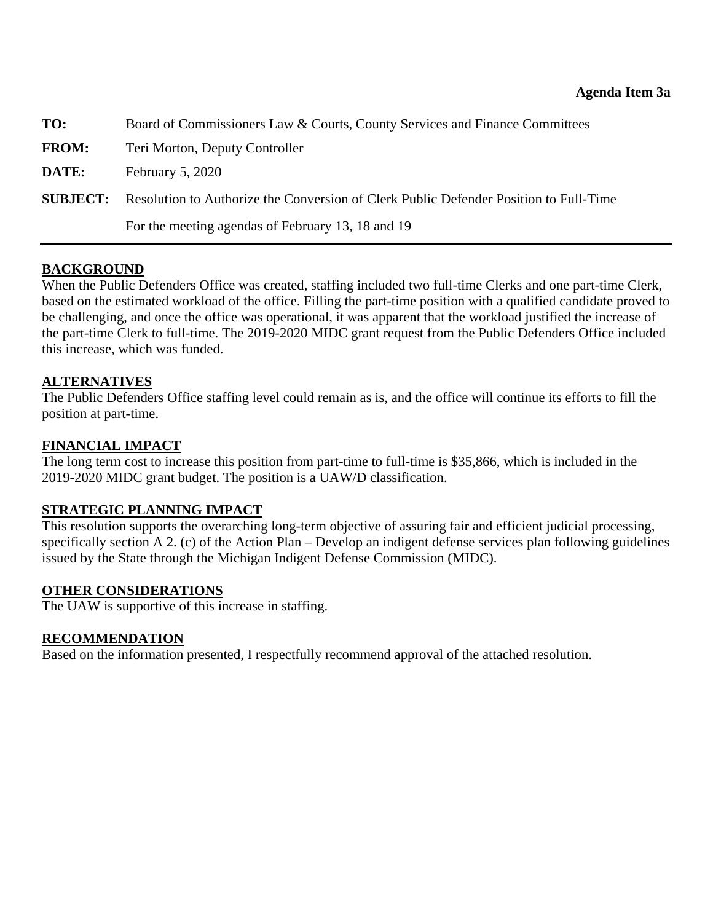**Agenda Item 3a**

| | |
|---|---|
| **TO:** | Board of Commissioners Law & Courts, County Services and Finance Committees |
| **FROM:** | Teri Morton, Deputy Controller |
| **DATE:** | February 5, 2020 |
| **SUBJECT:** | Resolution to Authorize the Conversion of Clerk Public Defender Position to Full-Time<br>For the meeting agendas of February 13, 18 and 19 |

---

## BACKGROUND

When the Public Defenders Office was created, staffing included two full-time Clerks and one part-time Clerk, based on the estimated workload of the office. Filling the part-time position with a qualified candidate proved to be challenging, and once the office was operational, it was apparent that the workload justified the increase of the part-time Clerk to full-time. The 2019-2020 MIDC grant request from the Public Defenders Office included this increase, which was funded.

## ALTERNATIVES

The Public Defenders Office staffing level could remain as is, and the office will continue its efforts to fill the position at part-time.

## FINANCIAL IMPACT

The long term cost to increase this position from part-time to full-time is $35,866, which is included in the 2019-2020 MIDC grant budget. The position is a UAW/D classification.

## STRATEGIC PLANNING IMPACT

This resolution supports the overarching long-term objective of assuring fair and efficient judicial processing, specifically section A 2. (c) of the Action Plan – Develop an indigent defense services plan following guidelines issued by the State through the Michigan Indigent Defense Commission (MIDC).

## OTHER CONSIDERATIONS

The UAW is supportive of this increase in staffing.

## RECOMMENDATION

Based on the information presented, I respectfully recommend approval of the attached resolution.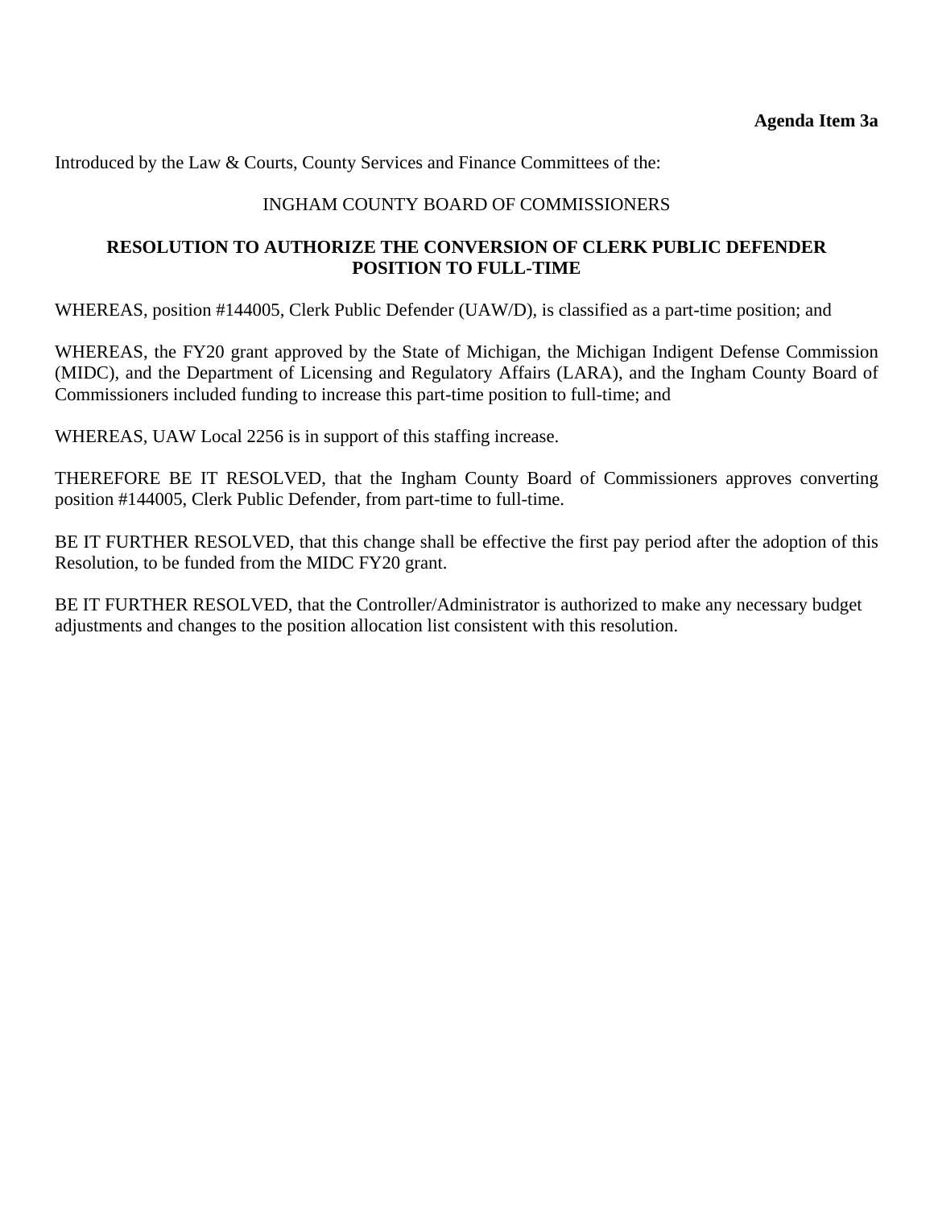**Agenda Item 3a**

Introduced by the Law & Courts, County Services and Finance Committees of the:

INGHAM COUNTY BOARD OF COMMISSIONERS

**RESOLUTION TO AUTHORIZE THE CONVERSION OF CLERK PUBLIC DEFENDER POSITION TO FULL-TIME**

WHEREAS, position #144005, Clerk Public Defender (UAW/D), is classified as a part-time position; and

WHEREAS, the FY20 grant approved by the State of Michigan, the Michigan Indigent Defense Commission (MIDC), and the Department of Licensing and Regulatory Affairs (LARA), and the Ingham County Board of Commissioners included funding to increase this part-time position to full-time; and

WHEREAS, UAW Local 2256 is in support of this staffing increase.

THEREFORE BE IT RESOLVED, that the Ingham County Board of Commissioners approves converting position #144005, Clerk Public Defender, from part-time to full-time.

BE IT FURTHER RESOLVED, that this change shall be effective the first pay period after the adoption of this Resolution, to be funded from the MIDC FY20 grant.

BE IT FURTHER RESOLVED, that the Controller/Administrator is authorized to make any necessary budget adjustments and changes to the position allocation list consistent with this resolution.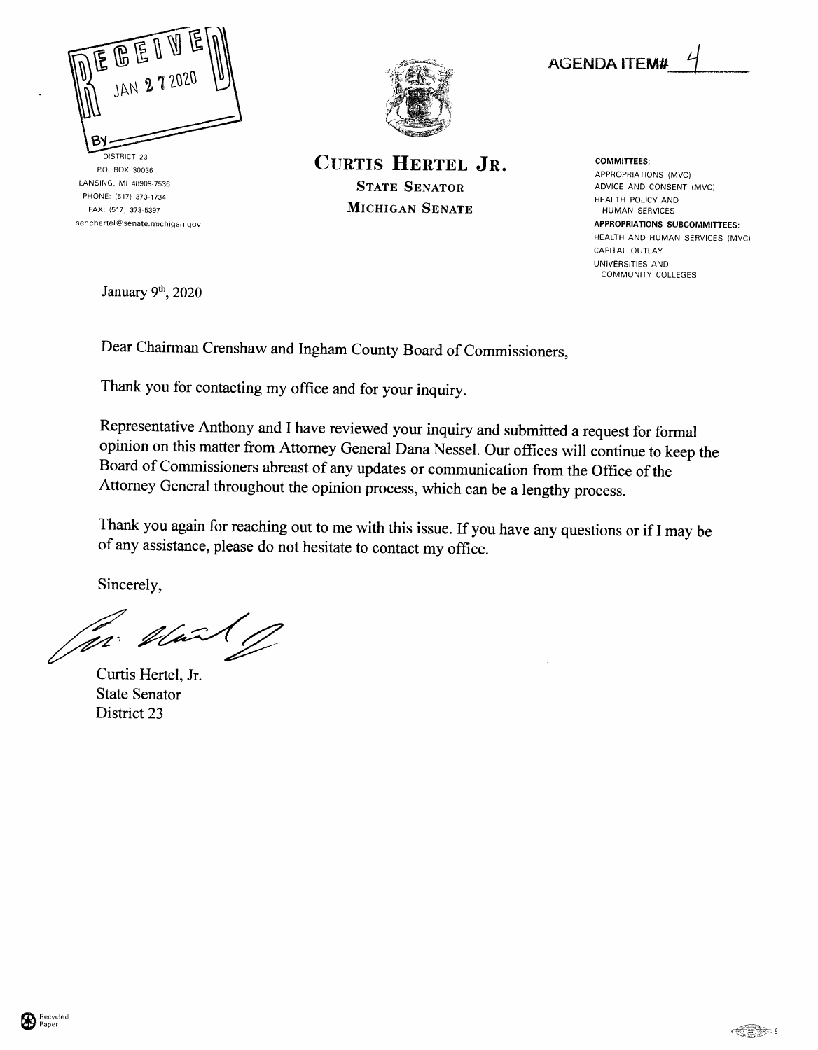RECEIVED
JAN 27 2020
By

AGENDA ITEM# 4

DISTRICT 23
P.O. BOX 30036
LANSING, MI 48909-7536
PHONE: (517) 373-1734
FAX: (517) 373-5397
senchertel@senate.michigan.gov

**CURTIS HERTEL JR.**
**STATE SENATOR**
**MICHIGAN SENATE**

**COMMITTEES:**
APPROPRIATIONS (MVC)
ADVICE AND CONSENT (MVC)
HEALTH POLICY AND HUMAN SERVICES
**APPROPRIATIONS SUBCOMMITTEES:**
HEALTH AND HUMAN SERVICES (MVC)
CAPITAL OUTLAY
UNIVERSITIES AND COMMUNITY COLLEGES

January 9th, 2020

Dear Chairman Crenshaw and Ingham County Board of Commissioners,

Thank you for contacting my office and for your inquiry.

Representative Anthony and I have reviewed your inquiry and submitted a request for formal opinion on this matter from Attorney General Dana Nessel. Our offices will continue to keep the Board of Commissioners abreast of any updates or communication from the Office of the Attorney General throughout the opinion process, which can be a lengthy process.

Thank you again for reaching out to me with this issue. If you have any questions or if I may be of any assistance, please do not hesitate to contact my office.

Sincerely,

Curtis Hertel, Jr.
State Senator
District 23

Recycled Paper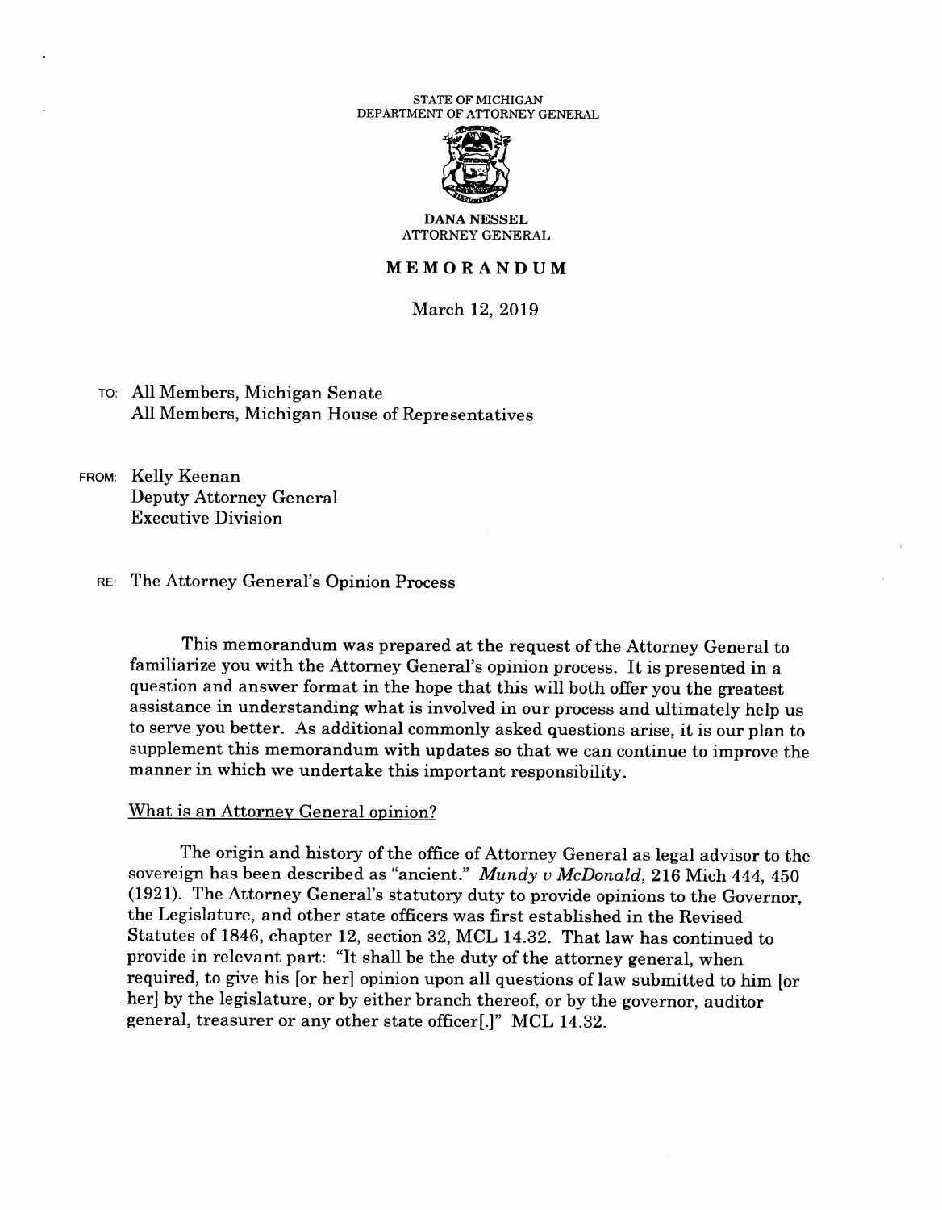STATE OF MICHIGAN
DEPARTMENT OF ATTORNEY GENERAL

**DANA NESSEL**
ATTORNEY GENERAL

# MEMORANDUM

March 12, 2019

TO: All Members, Michigan Senate
All Members, Michigan House of Representatives

FROM: Kelly Keenan
Deputy Attorney General
Executive Division

RE: The Attorney General's Opinion Process

This memorandum was prepared at the request of the Attorney General to familiarize you with the Attorney General's opinion process. It is presented in a question and answer format in the hope that this will both offer you the greatest assistance in understanding what is involved in our process and ultimately help us to serve you better. As additional commonly asked questions arise, it is our plan to supplement this memorandum with updates so that we can continue to improve the manner in which we undertake this important responsibility.

## What is an Attorney General opinion?

The origin and history of the office of Attorney General as legal advisor to the sovereign has been described as "ancient." *Mundy v McDonald*, 216 Mich 444, 450 (1921). The Attorney General's statutory duty to provide opinions to the Governor, the Legislature, and other state officers was first established in the Revised Statutes of 1846, chapter 12, section 32, MCL 14.32. That law has continued to provide in relevant part: "It shall be the duty of the attorney general, when required, to give his [or her] opinion upon all questions of law submitted to him [or her] by the legislature, or by either branch thereof, or by the governor, auditor general, treasurer or any other state officer[.]" MCL 14.32.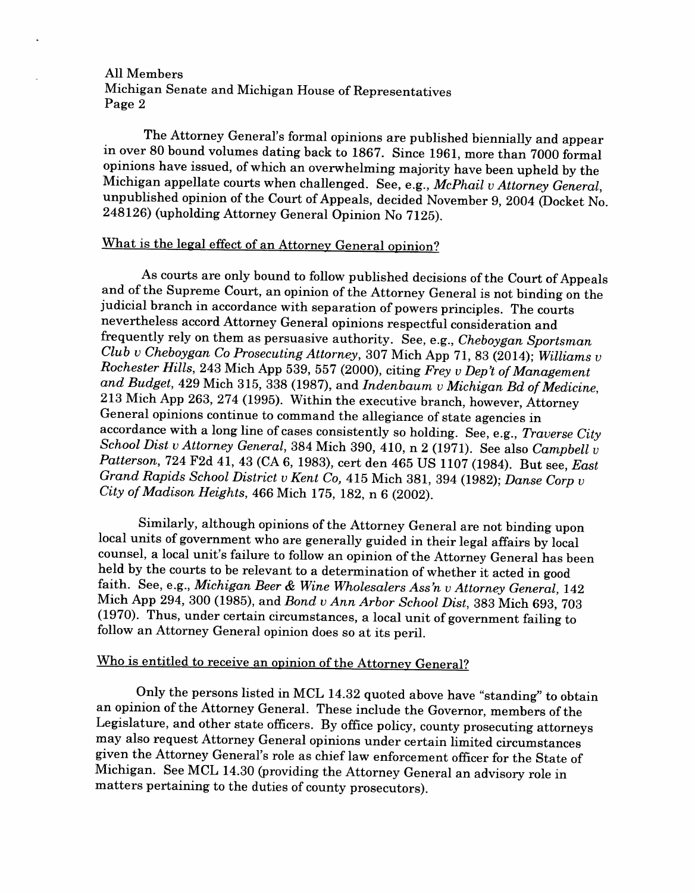All Members
Michigan Senate and Michigan House of Representatives
Page 2

The Attorney General's formal opinions are published biennially and appear in over 80 bound volumes dating back to 1867. Since 1961, more than 7000 formal opinions have issued, of which an overwhelming majority have been upheld by the Michigan appellate courts when challenged. See, e.g., *McPhail v Attorney General*, unpublished opinion of the Court of Appeals, decided November 9, 2004 (Docket No. 248126) (upholding Attorney General Opinion No 7125).

<u>What is the legal effect of an Attorney General opinion?</u>

As courts are only bound to follow published decisions of the Court of Appeals and of the Supreme Court, an opinion of the Attorney General is not binding on the judicial branch in accordance with separation of powers principles. The courts nevertheless accord Attorney General opinions respectful consideration and frequently rely on them as persuasive authority. See, e.g., *Cheboygan Sportsman Club v Cheboygan Co Prosecuting Attorney*, 307 Mich App 71, 83 (2014); *Williams v Rochester Hills*, 243 Mich App 539, 557 (2000), citing *Frey v Dep't of Management and Budget*, 429 Mich 315, 338 (1987), and *Indenbaum v Michigan Bd of Medicine*, 213 Mich App 263, 274 (1995). Within the executive branch, however, Attorney General opinions continue to command the allegiance of state agencies in accordance with a long line of cases consistently so holding. See, e.g., *Traverse City School Dist v Attorney General*, 384 Mich 390, 410, n 2 (1971). See also *Campbell v Patterson*, 724 F2d 41, 43 (CA 6, 1983), cert den 465 US 1107 (1984). But see, *East Grand Rapids School District v Kent Co*, 415 Mich 381, 394 (1982); *Danse Corp v City of Madison Heights*, 466 Mich 175, 182, n 6 (2002).

Similarly, although opinions of the Attorney General are not binding upon local units of government who are generally guided in their legal affairs by local counsel, a local unit's failure to follow an opinion of the Attorney General has been held by the courts to be relevant to a determination of whether it acted in good faith. See, e.g., *Michigan Beer & Wine Wholesalers Ass'n v Attorney General*, 142 Mich App 294, 300 (1985), and *Bond v Ann Arbor School Dist*, 383 Mich 693, 703 (1970). Thus, under certain circumstances, a local unit of government failing to follow an Attorney General opinion does so at its peril.

<u>Who is entitled to receive an opinion of the Attorney General?</u>

Only the persons listed in MCL 14.32 quoted above have "standing" to obtain an opinion of the Attorney General. These include the Governor, members of the Legislature, and other state officers. By office policy, county prosecuting attorneys may also request Attorney General opinions under certain limited circumstances given the Attorney General's role as chief law enforcement officer for the State of Michigan. See MCL 14.30 (providing the Attorney General an advisory role in matters pertaining to the duties of county prosecutors).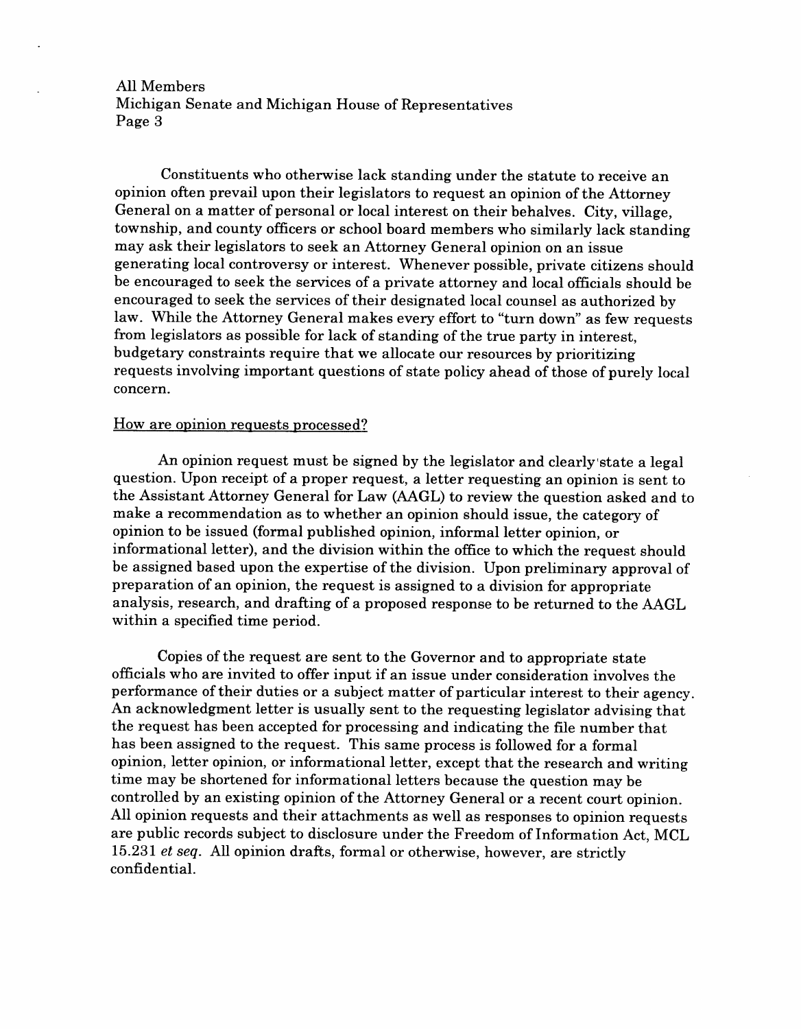Constituents who otherwise lack standing under the statute to receive an opinion often prevail upon their legislators to request an opinion of the Attorney General on a matter of personal or local interest on their behalves. City, village, township, and county officers or school board members who similarly lack standing may ask their legislators to seek an Attorney General opinion on an issue generating local controversy or interest. Whenever possible, private citizens should be encouraged to seek the services of a private attorney and local officials should be encouraged to seek the services of their designated local counsel as authorized by law. While the Attorney General makes every effort to "turn down" as few requests from legislators as possible for lack of standing of the true party in interest, budgetary constraints require that we allocate our resources by prioritizing requests involving important questions of state policy ahead of those of purely local concern.

<u>How are opinion requests processed?</u>

An opinion request must be signed by the legislator and clearly state a legal question. Upon receipt of a proper request, a letter requesting an opinion is sent to the Assistant Attorney General for Law (AAGL) to review the question asked and to make a recommendation as to whether an opinion should issue, the category of opinion to be issued (formal published opinion, informal letter opinion, or informational letter), and the division within the office to which the request should be assigned based upon the expertise of the division. Upon preliminary approval of preparation of an opinion, the request is assigned to a division for appropriate analysis, research, and drafting of a proposed response to be returned to the AAGL within a specified time period.

Copies of the request are sent to the Governor and to appropriate state officials who are invited to offer input if an issue under consideration involves the performance of their duties or a subject matter of particular interest to their agency. An acknowledgment letter is usually sent to the requesting legislator advising that the request has been accepted for processing and indicating the file number that has been assigned to the request. This same process is followed for a formal opinion, letter opinion, or informational letter, except that the research and writing time may be shortened for informational letters because the question may be controlled by an existing opinion of the Attorney General or a recent court opinion. All opinion requests and their attachments as well as responses to opinion requests are public records subject to disclosure under the Freedom of Information Act, MCL 15.231 *et seq*. All opinion drafts, formal or otherwise, however, are strictly confidential.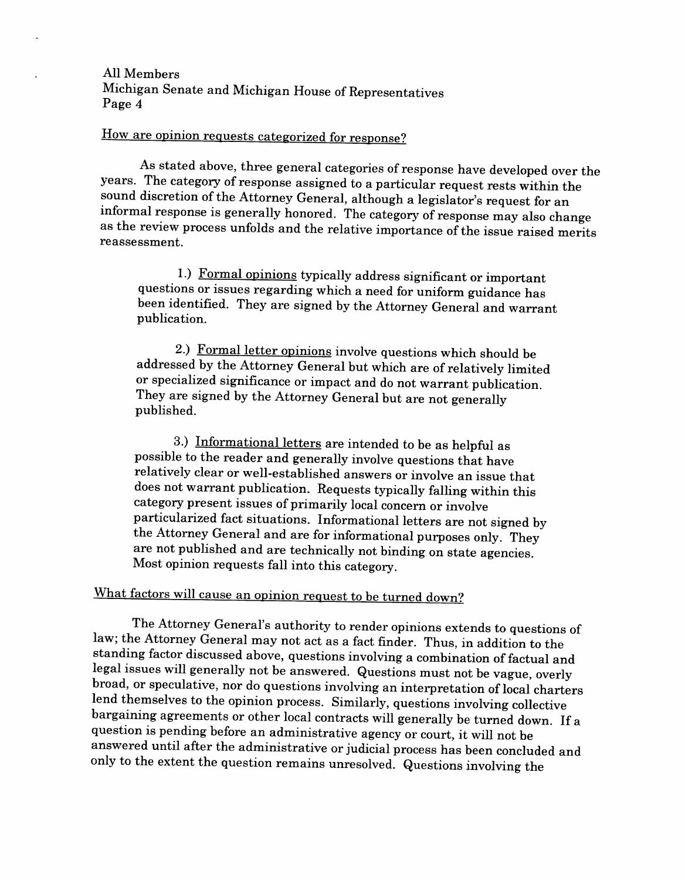How are opinion requests categorized for response?

As stated above, three general categories of response have developed over the years. The category of response assigned to a particular request rests within the sound discretion of the Attorney General, although a legislator's request for an informal response is generally honored. The category of response may also change as the review process unfolds and the relative importance of the issue raised merits reassessment.

1.) Formal opinions typically address significant or important questions or issues regarding which a need for uniform guidance has been identified. They are signed by the Attorney General and warrant publication.

2.) Formal letter opinions involve questions which should be addressed by the Attorney General but which are of relatively limited or specialized significance or impact and do not warrant publication. They are signed by the Attorney General but are not generally published.

3.) Informational letters are intended to be as helpful as possible to the reader and generally involve questions that have relatively clear or well-established answers or involve an issue that does not warrant publication. Requests typically falling within this category present issues of primarily local concern or involve particularized fact situations. Informational letters are not signed by the Attorney General and are for informational purposes only. They are not published and are technically not binding on state agencies. Most opinion requests fall into this category.

What factors will cause an opinion request to be turned down?

The Attorney General's authority to render opinions extends to questions of law; the Attorney General may not act as a fact finder. Thus, in addition to the standing factor discussed above, questions involving a combination of factual and legal issues will generally not be answered. Questions must not be vague, overly broad, or speculative, nor do questions involving an interpretation of local charters lend themselves to the opinion process. Similarly, questions involving collective bargaining agreements or other local contracts will generally be turned down. If a question is pending before an administrative agency or court, it will not be answered until after the administrative or judicial process has been concluded and only to the extent the question remains unresolved. Questions involving the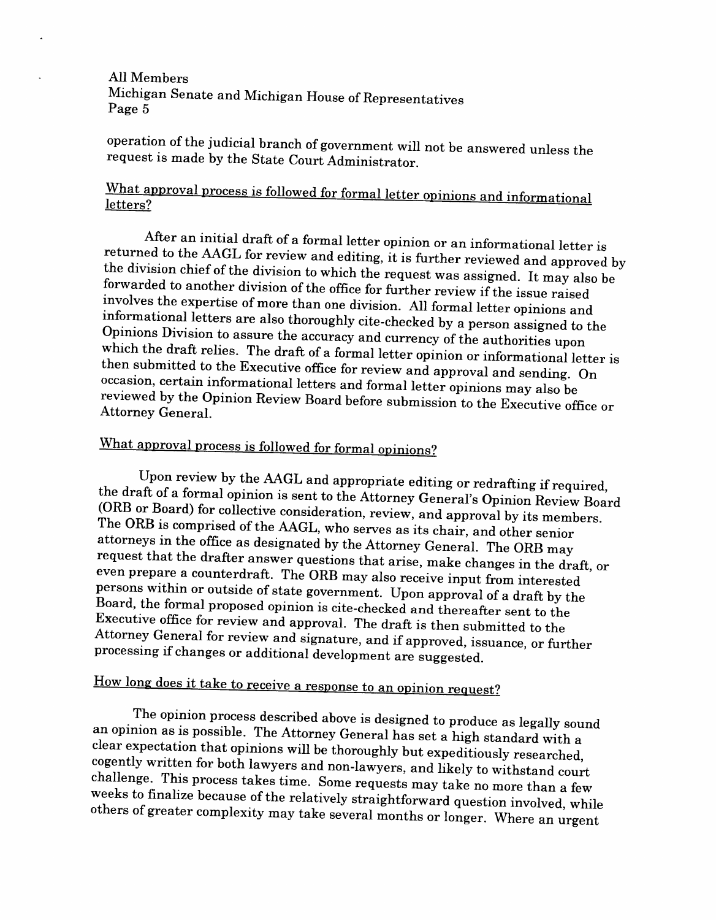operation of the judicial branch of government will not be answered unless the request is made by the State Court Administrator.

## What approval process is followed for formal letter opinions and informational letters?

After an initial draft of a formal letter opinion or an informational letter is returned to the AAGL for review and editing, it is further reviewed and approved by the division chief of the division to which the request was assigned. It may also be forwarded to another division of the office for further review if the issue raised involves the expertise of more than one division. All formal letter opinions and informational letters are also thoroughly cite-checked by a person assigned to the Opinions Division to assure the accuracy and currency of the authorities upon which the draft relies. The draft of a formal letter opinion or informational letter is then submitted to the Executive office for review and approval and sending. On occasion, certain informational letters and formal letter opinions may also be reviewed by the Opinion Review Board before submission to the Executive office or Attorney General.

## What approval process is followed for formal opinions?

Upon review by the AAGL and appropriate editing or redrafting if required, the draft of a formal opinion is sent to the Attorney General's Opinion Review Board (ORB or Board) for collective consideration, review, and approval by its members. The ORB is comprised of the AAGL, who serves as its chair, and other senior attorneys in the office as designated by the Attorney General. The ORB may request that the drafter answer questions that arise, make changes in the draft, or even prepare a counterdraft. The ORB may also receive input from interested persons within or outside of state government. Upon approval of a draft by the Board, the formal proposed opinion is cite-checked and thereafter sent to the Executive office for review and approval. The draft is then submitted to the Attorney General for review and signature, and if approved, issuance, or further processing if changes or additional development are suggested.

## How long does it take to receive a response to an opinion request?

The opinion process described above is designed to produce as legally sound an opinion as is possible. The Attorney General has set a high standard with a clear expectation that opinions will be thoroughly but expeditiously researched, cogently written for both lawyers and non-lawyers, and likely to withstand court challenge. This process takes time. Some requests may take no more than a few weeks to finalize because of the relatively straightforward question involved, while others of greater complexity may take several months or longer. Where an urgent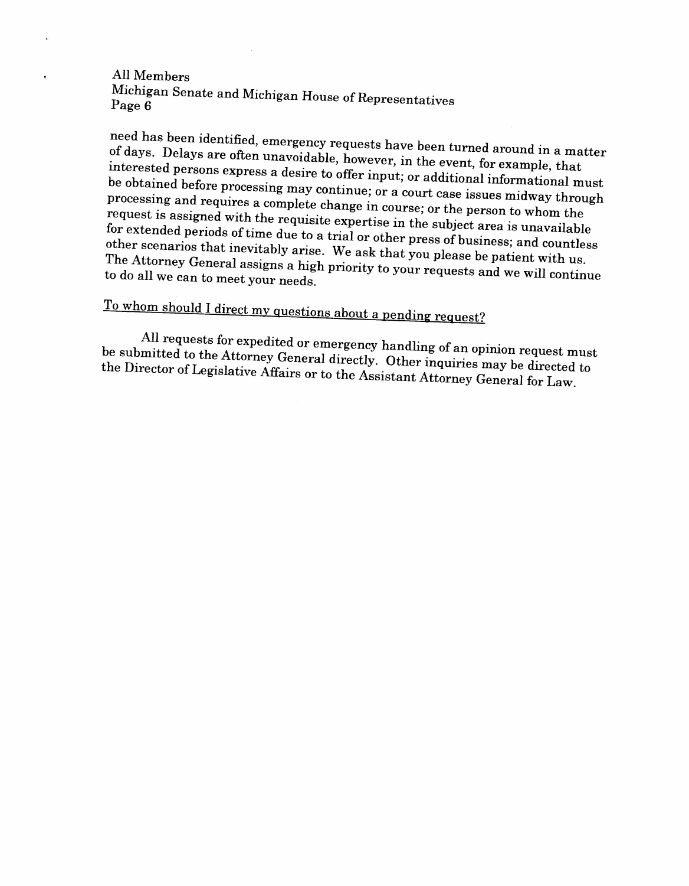need has been identified, emergency requests have been turned around in a matter of days. Delays are often unavoidable, however, in the event, for example, that interested persons express a desire to offer input; or additional informational must be obtained before processing may continue; or a court case issues midway through processing and requires a complete change in course; or the person to whom the request is assigned with the requisite expertise in the subject area is unavailable for extended periods of time due to a trial or other press of business; and countless other scenarios that inevitably arise. We ask that you please be patient with us. The Attorney General assigns a high priority to your requests and we will continue to do all we can to meet your needs.

<u>To whom should I direct my questions about a pending request?</u>

All requests for expedited or emergency handling of an opinion request must be submitted to the Attorney General directly. Other inquiries may be directed to the Director of Legislative Affairs or to the Assistant Attorney General for Law.